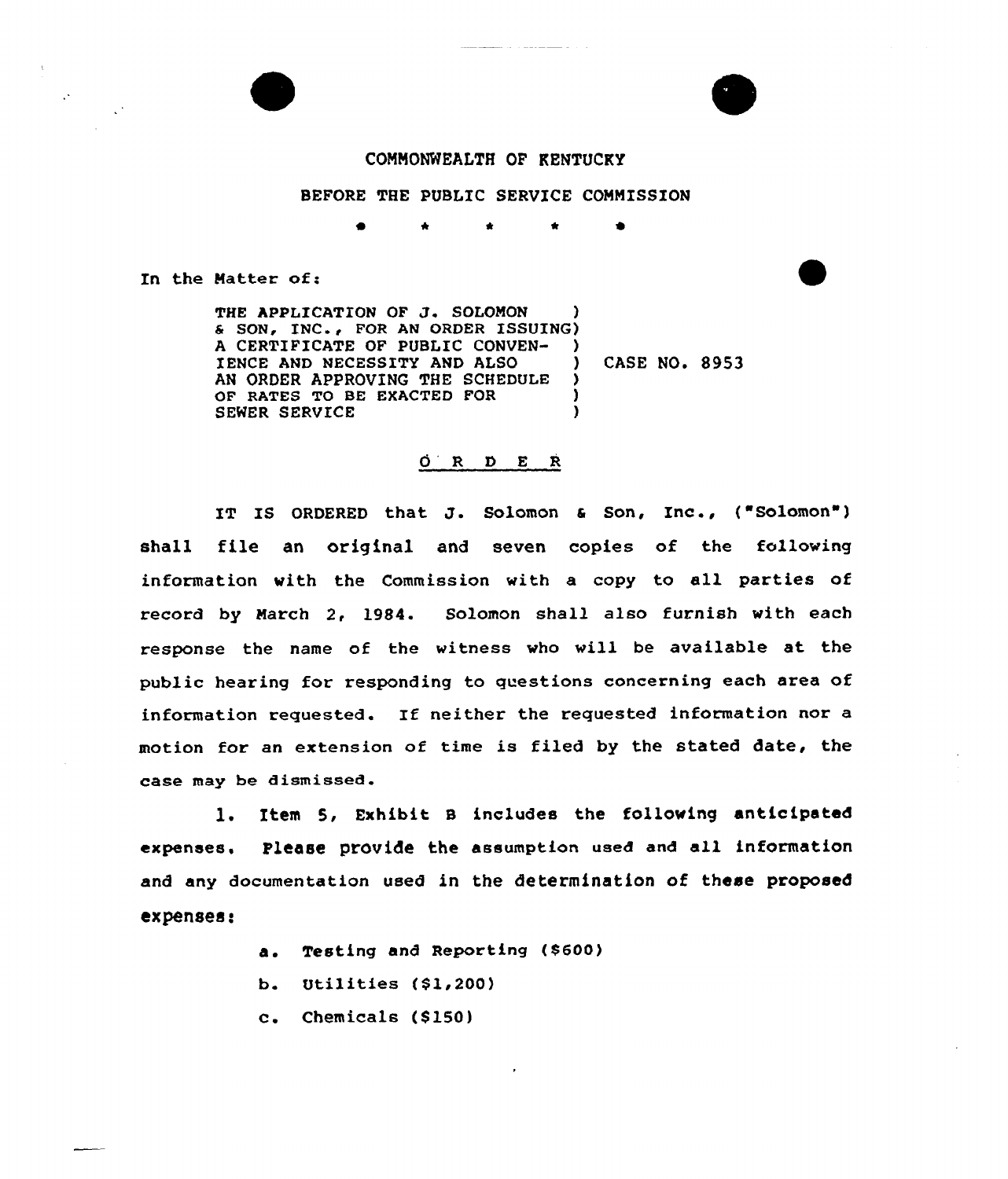COMMONWEALTH OF KENTUCKY

BEFORE THE PUBLIC SERVICE COMMISSION

\* \* \* \* \*

In the Matter of:

| | |
|---|---|
| THE APPLICATION OF J. SOLOMON & SON, INC., FOR AN ORDER ISSUING A CERTIFICATE OF PUBLIC CONVENIENCE AND NECESSITY AND ALSO AN ORDER APPROVING THE SCHEDULE OF RATES TO BE EXACTED FOR SEWER SERVICE | CASE NO. 8953 |

O R D E R

IT IS ORDERED that J. Solomon & Son, Inc., ("Solomon") shall file an original and seven copies of the following information with the Commission with a copy to all parties of record by March 2, 1984. Solomon shall also furnish with each response the name of the witness who will be available at the public hearing for responding to questions concerning each area of information requested. If neither the requested information nor a motion for an extension of time is filed by the stated date, the case may be dismissed.

1. Item 5, Exhibit B includes the following anticipated expenses. Please provide the assumption used and all information and any documentation used in the determination of these proposed expenses:

   a. Testing and Reporting ($600)

   b. Utilities ($1,200)

   c. Chemicals ($150)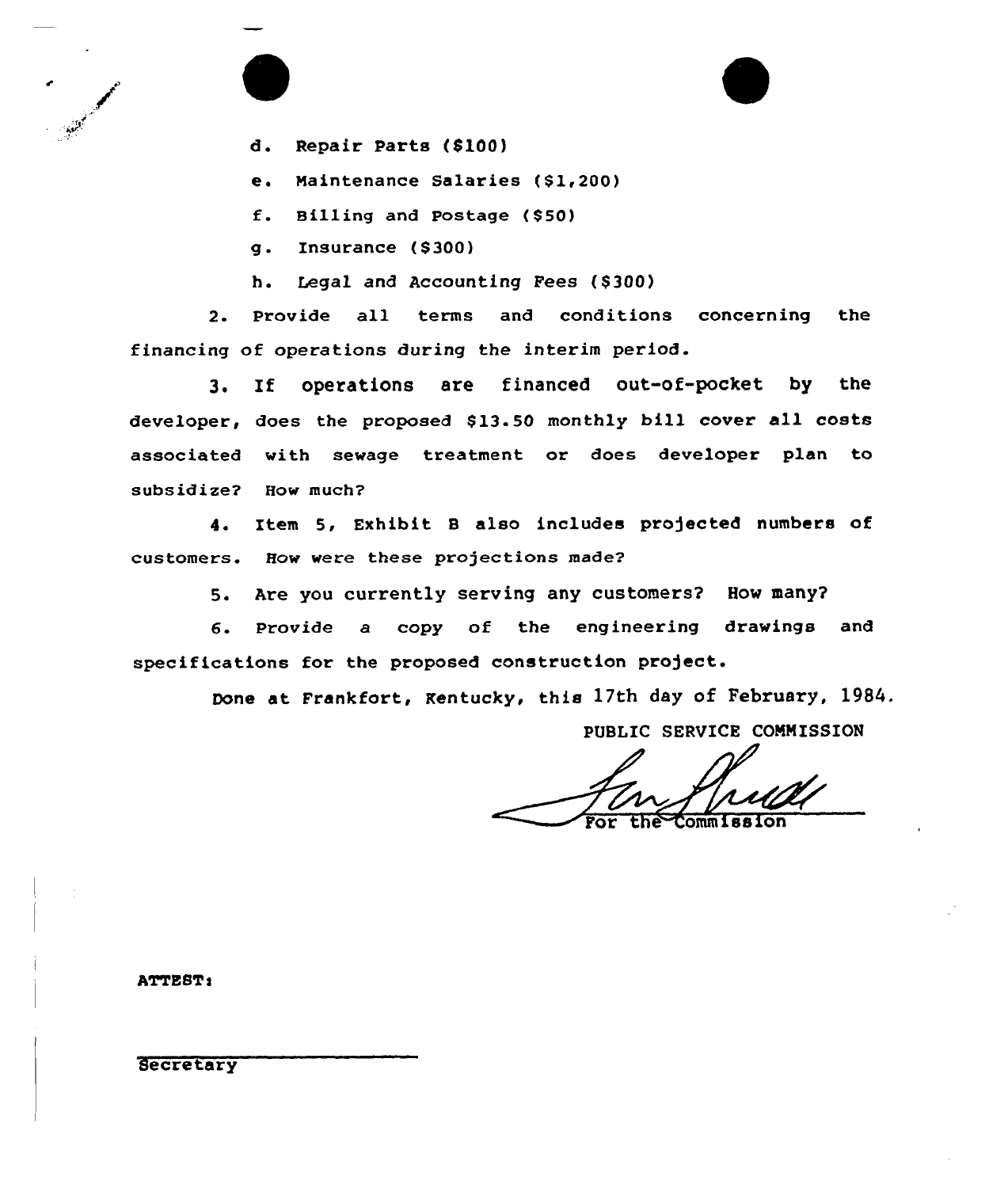d. Repair Parts ($100)

e. Maintenance Salaries ($1,200)

f. Billing and Postage ($50)

g. Insurance ($300)

h. Legal and Accounting Fees ($300)

2. Provide all terms and conditions concerning the financing of operations during the interim period.

3. If operations are financed out-of-pocket by the developer, does the proposed $13.50 monthly bill cover all costs associated with sewage treatment or does developer plan to subsidize? How much?

4. Item 5, Exhibit B also includes projected numbers of customers. How were these projections made?

5. Are you currently serving any customers? How many?

6. Provide a copy of the engineering drawings and specifications for the proposed construction project.

Done at Frankfort, Kentucky, this 17th day of February, 1984.

PUBLIC SERVICE COMMISSION

For the Commission

ATTEST:

Secretary